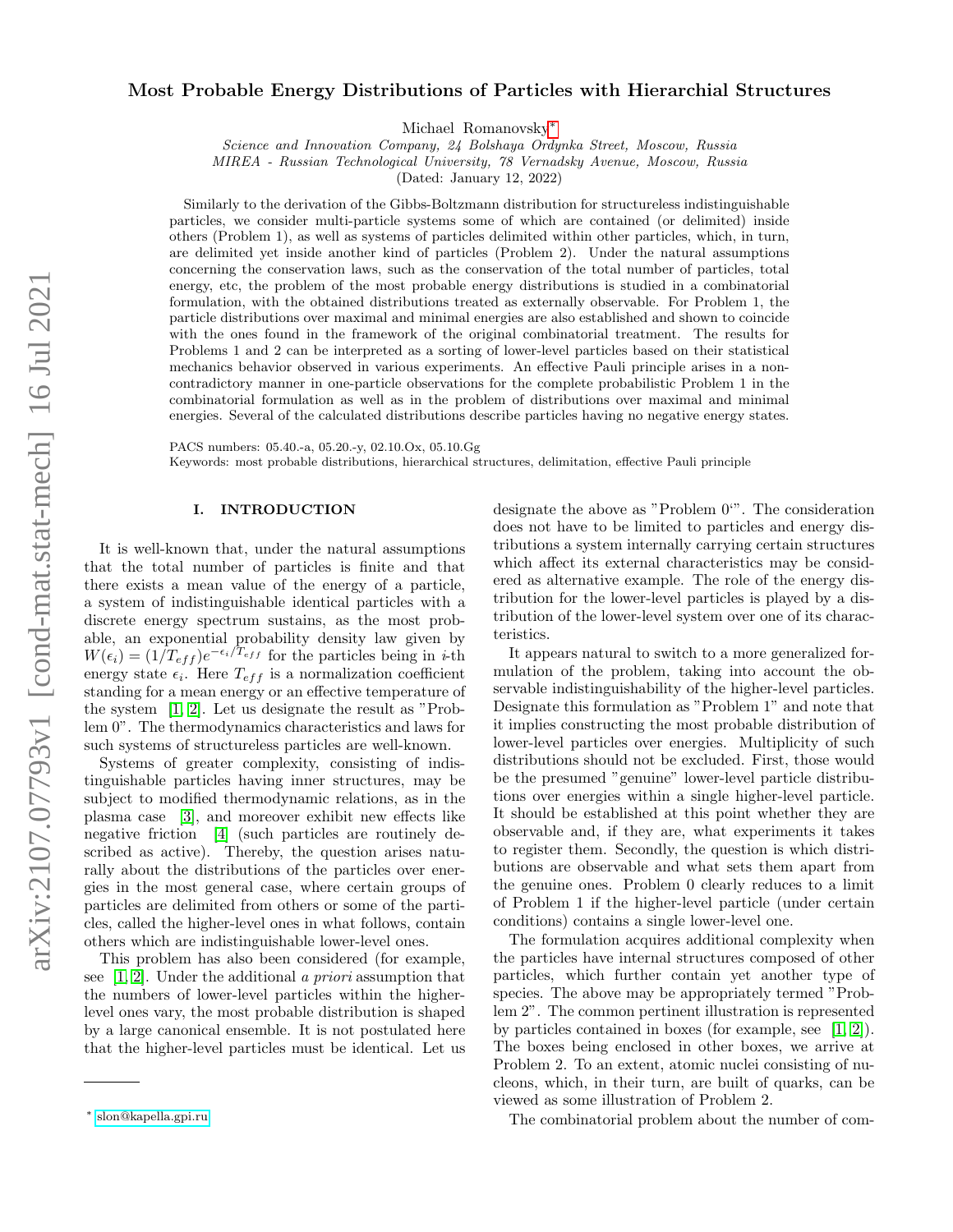# Most Probable Energy Distributions of Particles with Hierarchial Structures

Michael Romanovsky*

*Science and Innovation Company, 24 Bolshaya Ordynka Street, Moscow, Russia*
*MIREA - Russian Technological University, 78 Vernadsky Avenue, Moscow, Russia*

(Dated: January 12, 2022)

Similarly to the derivation of the Gibbs-Boltzmann distribution for structureless indistinguishable particles, we consider multi-particle systems some of which are contained (or delimited) inside others (Problem 1), as well as systems of particles delimited within other particles, which, in turn, are delimited yet inside another kind of particles (Problem 2). Under the natural assumptions concerning the conservation laws, such as the conservation of the total number of particles, total energy, etc, the problem of the most probable energy distributions is studied in a combinatorial formulation, with the obtained distributions treated as externally observable. For Problem 1, the particle distributions over maximal and minimal energies are also established and shown to coincide with the ones found in the framework of the original combinatorial treatment. The results for Problems 1 and 2 can be interpreted as a sorting of lower-level particles based on their statistical mechanics behavior observed in various experiments. An effective Pauli principle arises in a non-contradictory manner in one-particle observations for the complete probabilistic Problem 1 in the combinatorial formulation as well as in the problem of distributions over maximal and minimal energies. Several of the calculated distributions describe particles having no negative energy states.

PACS numbers: 05.40.-a, 05.20.-y, 02.10.Ox, 05.10.Gg
Keywords: most probable distributions, hierarchical structures, delimitation, effective Pauli principle

## I. INTRODUCTION

It is well-known that, under the natural assumptions that the total number of particles is finite and that there exists a mean value of the energy of a particle, a system of indistinguishable identical particles with a discrete energy spectrum sustains, as the most probable, an exponential probability density law given by $W(\epsilon_i) = (1/T_{eff})e^{-\epsilon_i/T_{eff}}$ for the particles being in $i$-th energy state $\epsilon_i$. Here $T_{eff}$ is a normalization coefficient standing for a mean energy or an effective temperature of the system [1, 2]. Let us designate the result as "Problem 0". The thermodynamics characteristics and laws for such systems of structureless particles are well-known.

Systems of greater complexity, consisting of indistinguishable particles having inner structures, may be subject to modified thermodynamic relations, as in the plasma case [3], and moreover exhibit new effects like negative friction [4] (such particles are routinely described as active). Thereby, the question arises naturally about the distributions of the particles over energies in the most general case, where certain groups of particles are delimited from others or some of the particles, called the higher-level ones in what follows, contain others which are indistinguishable lower-level ones.

This problem has also been considered (for example, see [1, 2]. Under the additional *a priori* assumption that the numbers of lower-level particles within the higher-level ones vary, the most probable distribution is shaped by a large canonical ensemble. It is not postulated here that the higher-level particles must be identical. Let us designate the above as "Problem 0'". The consideration does not have to be limited to particles and energy distributions a system internally carrying certain structures which affect its external characteristics may be considered as alternative example. The role of the energy distribution for the lower-level particles is played by a distribution of the lower-level system over one of its characteristics.

It appears natural to switch to a more generalized formulation of the problem, taking into account the observable indistinguishability of the higher-level particles. Designate this formulation as "Problem 1" and note that it implies constructing the most probable distribution of lower-level particles over energies. Multiplicity of such distributions should not be excluded. First, those would be the presumed "genuine" lower-level particle distributions over energies within a single higher-level particle. It should be established at this point whether they are observable and, if they are, what experiments it takes to register them. Secondly, the question is which distributions are observable and what sets them apart from the genuine ones. Problem 0 clearly reduces to a limit of Problem 1 if the higher-level particle (under certain conditions) contains a single lower-level one.

The formulation acquires additional complexity when the particles have internal structures composed of other particles, which further contain yet another type of species. The above may be appropriately termed "Problem 2". The common pertinent illustration is represented by particles contained in boxes (for example, see [1, 2]). The boxes being enclosed in other boxes, we arrive at Problem 2. To an extent, atomic nuclei consisting of nucleons, which, in their turn, are built of quarks, can be viewed as some illustration of Problem 2.

The combinatorial problem about the number of com-

---

* slon@kapella.gpi.ru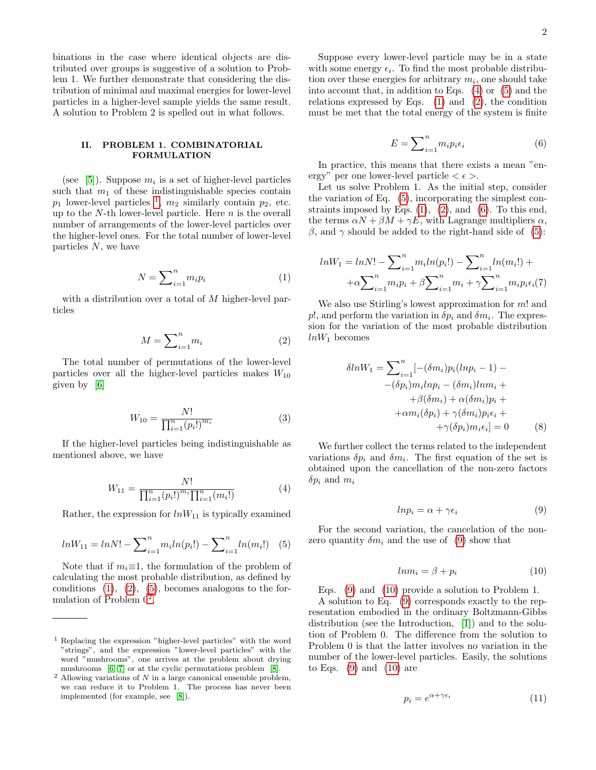binations in the case where identical objects are distributed over groups is suggestive of a solution to Problem 1. We further demonstrate that considering the distribution of minimal and maximal energies for lower-level particles in a higher-level sample yields the same result. A solution to Problem 2 is spelled out in what follows.

## II. PROBLEM 1. COMBINATORIAL FORMULATION

(see [5]). Suppose $m_i$ is a set of higher-level particles such that $m_1$ of these indistinguishable species contain $p_1$ lower-level particles [1], $m_2$ similarly contain $p_2$, etc. up to the $N$-th lower-level particle. Here $n$ is the overall number of arrangements of the lower-level particles over the higher-level ones. For the total number of lower-level particles $N$, we have

$$N = \sum_{i=1}^{n} m_i p_i \tag{1}$$

with a distribution over a total of $M$ higher-level particles

$$M = \sum_{i=1}^{n} m_i \tag{2}$$

The total number of permutations of the lower-level particles over all the higher-level particles makes $W_{10}$ given by [6]

$$W_{10} = \frac{N!}{\prod_{i=1}^{n} (p_i!)^{m_i}} \tag{3}$$

If the higher-level particles being indistinguishable as mentioned above, we have

$$W_{11} = \frac{N!}{\prod_{i=1}^{n} (p_i!)^{m_i} \prod_{i=1}^{n} (m_i!)} \tag{4}$$

Rather, the expression for $lnW_{11}$ is typically examined

$$lnW_{11} = lnN! - \sum_{i=1}^{n} m_i ln(p_i!) - \sum_{i=1}^{n} ln(m_i!) \tag{5}$$

Note that if $m_i \equiv 1$, the formulation of the problem of calculating the most probable distribution, as defined by conditions (1), (2), (5), becomes analogous to the formulation of Problem ([2].

Suppose every lower-level particle may be in a state with some energy $\epsilon_i$. To find the most probable distribution over these energies for arbitrary $m_i$, one should take into account that, in addition to Eqs. (4) or (5) and the relations expressed by Eqs. (1) and (2), the condition must be met that the total energy of the system is finite

$$E = \sum_{i=1}^{n} m_i p_i \epsilon_i \tag{6}$$

In practice, this means that there exists a mean "energy" per one lower-level particle $< \epsilon >$.

Let us solve Problem 1. As the initial step, consider the variation of Eq. (5), incorporating the simplest constraints imposed by Eqs. (1), (2), and (6). To this end, the terms $\alpha N + \beta M + \gamma E$, with Lagrange multipliers $\alpha$, $\beta$, and $\gamma$ should be added to the right-hand side of (5):

$$lnW_1 = lnN! - \sum_{i=1}^{n} m_i ln(p_i!) - \sum_{i=1}^{n} ln(m_i!) + \\ + \alpha \sum_{i=1}^{n} m_i p_i + \beta \sum_{i=1}^{n} m_i + \gamma \sum_{i=1}^{n} m_i p_i \epsilon_i \tag{7}$$

We also use Stirling's lowest approximation for $m!$ and $p!$, and perform the variation in $\delta p_i$ and $\delta m_i$. The expression for the variation of the most probable distribution $lnW_1$ becomes

$$\delta lnW_1 = \sum_{i=1}^{n} [-(\delta m_i) p_i (lnp_i - 1) - \\ -(\delta p_i) m_i lnp_i - (\delta m_i) lnm_i + \\ + \beta(\delta m_i) + \alpha(\delta m_i) p_i + \\ + \alpha m_i (\delta p_i) + \gamma(\delta m_i) p_i \epsilon_i + \\ + \gamma(\delta p_i) m_i \epsilon_i] = 0 \tag{8}$$

We further collect the terms related to the independent variations $\delta p_i$ and $\delta m_i$. The first equation of the set is obtained upon the cancellation of the non-zero factors $\delta p_i$ and $m_i$

$$lnp_i = \alpha + \gamma \epsilon_i \tag{9}$$

For the second variation, the cancelation of the non-zero quantity $\delta m_i$ and the use of (9) show that

$$lnm_i = \beta + p_i \tag{10}$$

Eqs. (9) and (10) provide a solution to Problem 1.

A solution to Eq. (9) corresponds exactly to the representation embodied in the ordinary Boltzmann-Gibbs distribution (see the Introduction, [1]) and to the solution of Problem 0. The difference from the solution to Problem 0 is that the latter involves no variation in the number of the lower-level particles. Easily, the solutions to Eqs. (9) and (10) are

$$p_i = e^{\alpha + \gamma \epsilon_i} \tag{11}$$

---

[1] Replacing the expression "higher-level particles" with the word "strings", and the expression "lower-level particles" with the word "mushrooms", one arrives at the problem about drying mushrooms [6, 7] or at the cyclic permutations problem [8].

[2] Allowing variations of $N$ in a large canonical ensemble problem, we can reduce it to Problem 1. The process has never been implemented (for example, see [8]).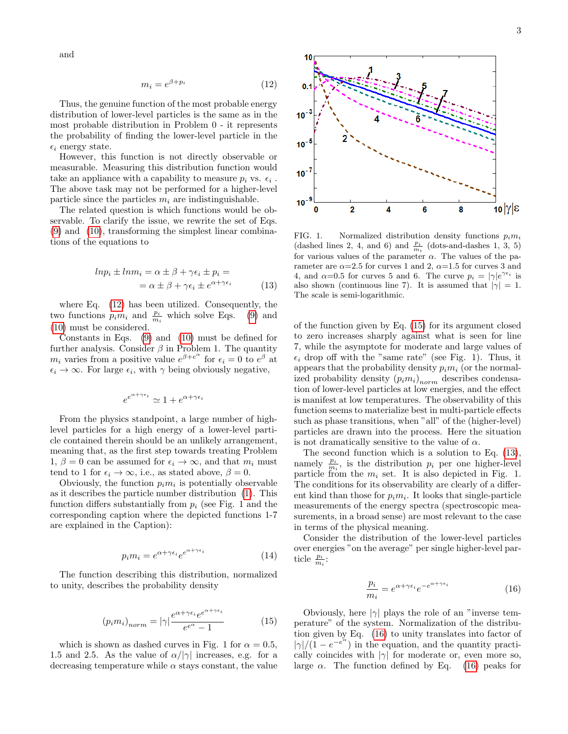and

$$m_i = e^{\beta + p_i} \tag{12}$$

Thus, the genuine function of the most probable energy distribution of lower-level particles is the same as in the most probable distribution in Problem 0 - it represents the probability of finding the lower-level particle in the $\epsilon_i$ energy state.

However, this function is not directly observable or measurable. Measuring this distribution function would take an appliance with a capability to measure $p_i$ vs. $\epsilon_i$ . The above task may not be performed for a higher-level particle since the particles $m_i$ are indistinguishable.

The related question is which functions would be observable. To clarify the issue, we rewrite the set of Eqs. (9) and (10), transforming the simplest linear combinations of the equations to

$$\begin{aligned} ln p_i \pm ln m_i = \alpha \pm \beta + \gamma\epsilon_i \pm p_i = \\ = \alpha \pm \beta + \gamma\epsilon_i \pm e^{\alpha + \gamma\epsilon_i} \end{aligned} \tag{13}$$

where Eq. (12) has been utilized. Consequently, the two functions $p_i m_i$ and $\frac{p_i}{m_i}$ which solve Eqs. (9) and (10) must be considered.

Constants in Eqs. (9) and (10) must be defined for further analysis. Consider $\beta$ in Problem 1. The quantity $m_i$ varies from a positive value $e^{\beta + e^{\alpha}}$ for $\epsilon_i = 0$ to $e^{\beta}$ at $\epsilon_i \to \infty$. For large $\epsilon_i$, with $\gamma$ being obviously negative,

$$e^{e^{\alpha + \gamma\epsilon_i}} \simeq 1 + e^{\alpha + \gamma\epsilon_i}$$

From the physics standpoint, a large number of high-level particles for a high energy of a lower-level particle contained therein should be an unlikely arrangement, meaning that, as the first step towards treating Problem 1, $\beta = 0$ can be assumed for $\epsilon_i \to \infty$, and that $m_i$ must tend to 1 for $\epsilon_i \to \infty$, i.e., as stated above, $\beta = 0$.

Obviously, the function $p_i m_i$ is potentially observable as it describes the particle number distribution (1). This function differs substantially from $p_i$ (see Fig. 1 and the corresponding caption where the depicted functions 1-7 are explained in the Caption):

$$p_i m_i = e^{\alpha + \gamma\epsilon_i} e^{e^{\alpha + \gamma\epsilon_i}} \tag{14}$$

The function describing this distribution, normalized to unity, describes the probability density

$$(p_i m_i)_{norm} = |\gamma| \frac{e^{\alpha + \gamma\epsilon_i} e^{e^{\alpha + \gamma\epsilon_i}}}{e^{e^{\alpha}} - 1} \tag{15}$$

which is shown as dashed curves in Fig. 1 for $\alpha = 0.5$, 1.5 and 2.5. As the value of $\alpha/|\gamma|$ increases, e.g. for a decreasing temperature while $\alpha$ stays constant, the value of the function given by Eq. (15) for its argument closed to zero increases sharply against what is seen for line 7, while the asymptote for moderate and large values of $\epsilon_i$ drop off with the "same rate" (see Fig. 1). Thus, it appears that the probability density $p_i m_i$ (or the normalized probability density $(p_i m_i)_{norm}$ describes condensation of lower-level particles at low energies, and the effect is manifest at low temperatures. The observability of this function seems to materialize best in multi-particle effects such as phase transitions, when "all" of the (higher-level) particles are drawn into the process. Here the situation is not dramatically sensitive to the value of $\alpha$.

FIG. 1. Normalized distribution density functions $p_i m_i$ (dashed lines 2, 4, and 6) and $\frac{p_i}{m_i}$ (dots-and-dashes 1, 3, 5) for various values of the parameter $\alpha$. The values of the parameter are $\alpha$=2.5 for curves 1 and 2, $\alpha$=1.5 for curves 3 and 4, and $\alpha$=0.5 for curves 5 and 6. The curve $p_i = |\gamma| e^{\gamma\epsilon_i}$ is also shown (continuous line 7). It is assumed that $|\gamma| = 1$. The scale is semi-logarithmic.

The second function which is a solution to Eq. (13), namely $\frac{p_i}{m_i}$, is the distribution $p_i$ per one higher-level particle from the $m_i$ set. It is also depicted in Fig. 1. The conditions for its observability are clearly of a different kind than those for $p_i m_i$. It looks that single-particle measurements of the energy spectra (spectroscopic measurements, in a broad sense) are most relevant to the case in terms of the physical meaning.

Consider the distribution of the lower-level particles over energies "on the average" per single higher-level particle $\frac{p_i}{m_i}$:

$$\frac{p_i}{m_i} = e^{\alpha + \gamma\epsilon_i} e^{-e^{\alpha + \gamma\epsilon_i}} \tag{16}$$

Obviously, here $|\gamma|$ plays the role of an "inverse temperature" of the system. Normalization of the distribution given by Eq. (16) to unity translates into factor of $|\gamma|/(1 - e^{-e^{\alpha}})$ in the equation, and the quantity practically coincides with $|\gamma|$ for moderate or, even more so, large $\alpha$. The function defined by Eq. (16) peaks for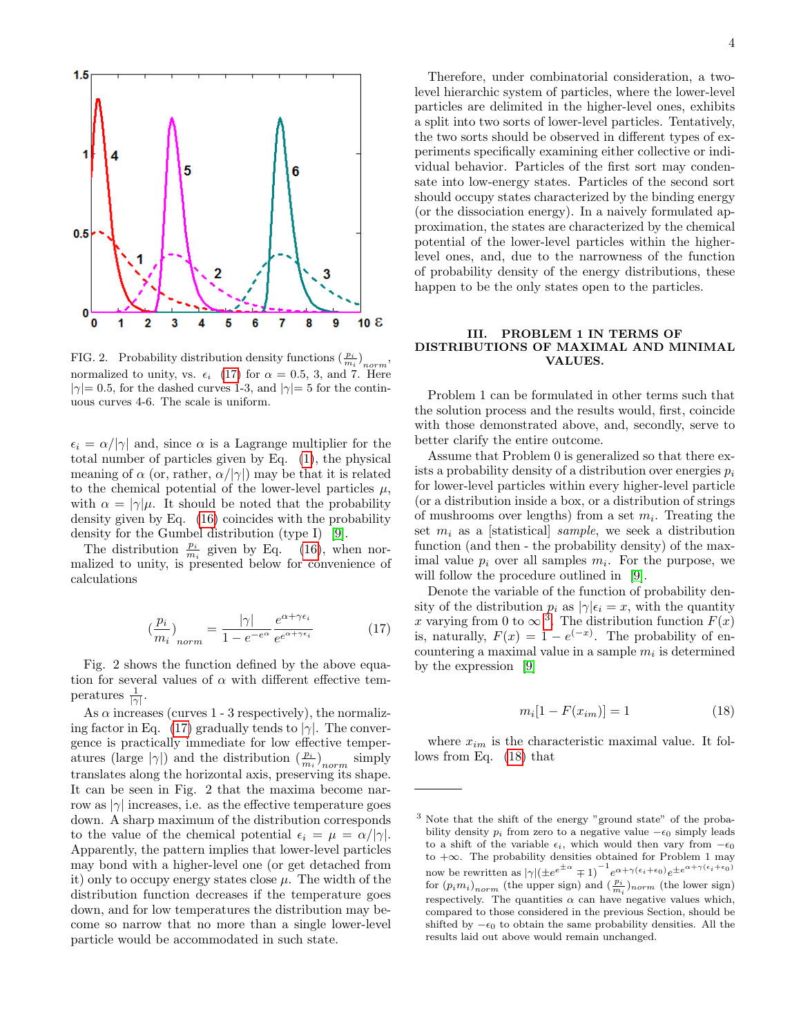FIG. 2. Probability distribution density functions $(\frac{p_i}{m_i})_{norm}$, normalized to unity, vs. $\epsilon_i$ (17) for $\alpha = 0.5$, 3, and 7. Here $|\gamma| = 0.5$, for the dashed curves 1-3, and $|\gamma| = 5$ for the continuous curves 4-6. The scale is uniform.

$\epsilon_i = \alpha/|\gamma|$ and, since $\alpha$ is a Lagrange multiplier for the total number of particles given by Eq. (1), the physical meaning of $\alpha$ (or, rather, $\alpha/|\gamma|$) may be that it is related to the chemical potential of the lower-level particles $\mu$, with $\alpha = |\gamma|\mu$. It should be noted that the probability density given by Eq. (16) coincides with the probability density for the Gumbel distribution (type I) [9].

The distribution $\frac{p_i}{m_i}$ given by Eq. (16), when normalized to unity, is presented below for convenience of calculations

$$(\frac{p_i}{m_i})_{norm} = \frac{|\gamma|}{1 - e^{-e^{\alpha}}} \frac{e^{\alpha + \gamma\epsilon_i}}{e^{e^{\alpha + \gamma\epsilon_i}}} \tag{17}$$

Fig. 2 shows the function defined by the above equation for several values of $\alpha$ with different effective temperatures $\frac{1}{|\gamma|}$.

As $\alpha$ increases (curves 1 - 3 respectively), the normalizing factor in Eq. (17) gradually tends to $|\gamma|$. The convergence is practically immediate for low effective temperatures (large $|\gamma|$) and the distribution $(\frac{p_i}{m_i})_{norm}$ simply translates along the horizontal axis, preserving its shape. It can be seen in Fig. 2 that the maxima become narrow as $|\gamma|$ increases, i.e. as the effective temperature goes down. A sharp maximum of the distribution corresponds to the value of the chemical potential $\epsilon_i = \mu = \alpha/|\gamma|$. Apparently, the pattern implies that lower-level particles may bond with a higher-level one (or get detached from it) only to occupy energy states close $\mu$. The width of the distribution function decreases if the temperature goes down, and for low temperatures the distribution may become so narrow that no more than a single lower-level particle would be accommodated in such state.

Therefore, under combinatorial consideration, a two-level hierarchic system of particles, where the lower-level particles are delimited in the higher-level ones, exhibits a split into two sorts of lower-level particles. Tentatively, the two sorts should be observed in different types of experiments specifically examining either collective or individual behavior. Particles of the first sort may condensate into low-energy states. Particles of the second sort should occupy states characterized by the binding energy (or the dissociation energy). In a naively formulated approximation, the states are characterized by the chemical potential of the lower-level particles within the higher-level ones, and, due to the narrowness of the function of probability density of the energy distributions, these happen to be the only states open to the particles.

## III. PROBLEM 1 IN TERMS OF DISTRIBUTIONS OF MAXIMAL AND MINIMAL VALUES.

Problem 1 can be formulated in other terms such that the solution process and the results would, first, coincide with those demonstrated above, and, secondly, serve to better clarify the entire outcome.

Assume that Problem 0 is generalized so that there exists a probability density of a distribution over energies $p_i$ for lower-level particles within every higher-level particle (or a distribution inside a box, or a distribution of strings of mushrooms over lengths) from a set $m_i$. Treating the set $m_i$ as a [statistical] *sample*, we seek a distribution function (and then - the probability density) of the maximal value $p_i$ over all samples $m_i$. For the purpose, we will follow the procedure outlined in [9].

Denote the variable of the function of probability density of the distribution $p_i$ as $|\gamma|\epsilon_i = x$, with the quantity $x$ varying from 0 to $\infty$ [3]. The distribution function $F(x)$ is, naturally, $F(x) = 1 - e^{(-x)}$. The probability of encountering a maximal value in a sample $m_i$ is determined by the expression [9]

$$m_i[1 - F(x_{im})] = 1 \tag{18}$$

where $x_{im}$ is the characteristic maximal value. It follows from Eq. (18) that

[3] Note that the shift of the energy "ground state" of the probability density $p_i$ from zero to a negative value $-\epsilon_0$ simply leads to a shift of the variable $\epsilon_i$, which would then vary from $-\epsilon_0$ to $+\infty$. The probability densities obtained for Problem 1 may now be rewritten as $|\gamma|(\pm e^{e^{\pm\alpha}} \mp 1)^{-1} e^{\alpha+\gamma(\epsilon_i+\epsilon_0)} e^{\pm e^{\alpha+\gamma(\epsilon_i+\epsilon_0)}}$ for $(p_i m_i)_{norm}$ (the upper sign) and $(\frac{p_i}{m_i})_{norm}$ (the lower sign) respectively. The quantities $\alpha$ can have negative values which, compared to those considered in the previous Section, should be shifted by $-\epsilon_0$ to obtain the same probability densities. All the results laid out above would remain unchanged.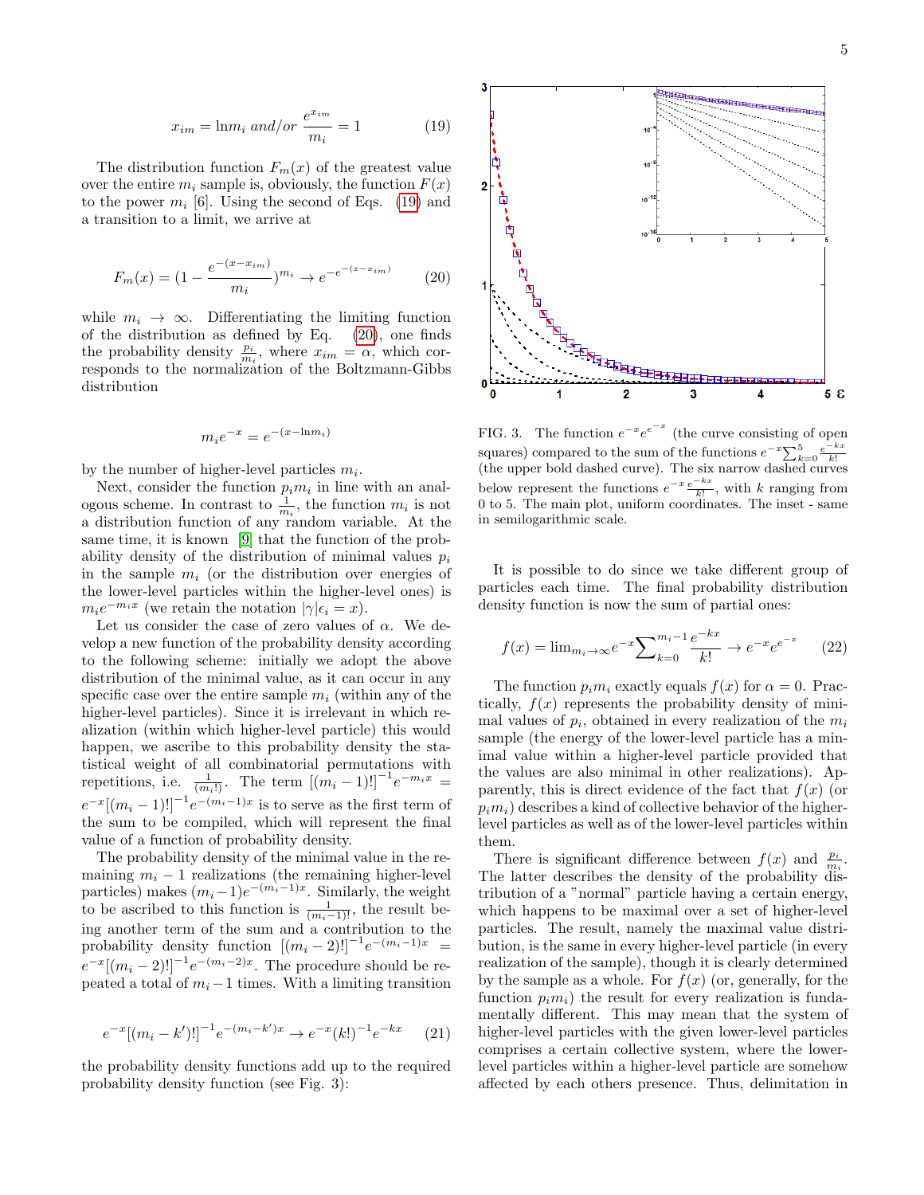$$x_{im} = \ln m_i \text{ and/or } \frac{e^{x_{im}}}{m_i} = 1 \tag{19}$$

The distribution function $F_m(x)$ of the greatest value over the entire $m_i$ sample is, obviously, the function $F(x)$ to the power $m_i$ [6]. Using the second of Eqs. (19) and a transition to a limit, we arrive at

$$F_m(x) = (1 - \frac{e^{-(x-x_{im})}}{m_i})^{m_i} \to e^{-e^{-(x-x_{im})}} \tag{20}$$

while $m_i \to \infty$. Differentiating the limiting function of the distribution as defined by Eq. (20), one finds the probability density $\frac{p_i}{m_i}$, where $x_{im} = \alpha$, which corresponds to the normalization of the Boltzmann-Gibbs distribution

$$m_i e^{-x} = e^{-(x - \ln m_i)}$$

by the number of higher-level particles $m_i$.

Next, consider the function $p_i m_i$ in line with an analogous scheme. In contrast to $\frac{1}{m_i}$, the function $m_i$ is not a distribution function of any random variable. At the same time, it is known [9] that the function of the probability density of the distribution of minimal values $p_i$ in the sample $m_i$ (or the distribution over energies of the lower-level particles within the higher-level ones) is $m_i e^{-m_i x}$ (we retain the notation $|\gamma|\epsilon_i = x$).

Let us consider the case of zero values of $\alpha$. We develop a new function of the probability density according to the following scheme: initially we adopt the above distribution of the minimal value, as it can occur in any specific case over the entire sample $m_i$ (within any of the higher-level particles). Since it is irrelevant in which realization (within which higher-level particle) this would happen, we ascribe to this probability density the statistical weight of all combinatorial permutations with repetitions, i.e. $\frac{1}{(m_i!)}$. The term $[(m_i-1)!]^{-1} e^{-m_i x} = e^{-x}[(m_i-1)!]^{-1} e^{-(m_i-1)x}$ is to serve as the first term of the sum to be compiled, which will represent the final value of a function of probability density.

The probability density of the minimal value in the remaining $m_i - 1$ realizations (the remaining higher-level particles) makes $(m_i-1)e^{-(m_i-1)x}$. Similarly, the weight to be ascribed to this function is $\frac{1}{(m_i-1)!}$, the result being another term of the sum and a contribution to the probability density function $[(m_i-2)!]^{-1} e^{-(m_i-1)x} = e^{-x}[(m_i-2)!]^{-1} e^{-(m_i-2)x}$. The procedure should be repeated a total of $m_i - 1$ times. With a limiting transition

$$e^{-x}[(m_i - k')!]^{-1} e^{-(m_i - k')x} \to e^{-x}(k!)^{-1} e^{-kx} \tag{21}$$

the probability density functions add up to the required probability density function (see Fig. 3):

FIG. 3. The function $e^{-x}e^{e^{-x}}$ (the curve consisting of open squares) compared to the sum of the functions $e^{-x}\sum_{k=0}^{5} \frac{e^{-kx}}{k!}$ (the upper bold dashed curve). The six narrow dashed curves below represent the functions $e^{-x}\frac{e^{-kx}}{k!}$, with $k$ ranging from 0 to 5. The main plot, uniform coordinates. The inset - same in semilogarithmic scale.

It is possible to do since we take different group of particles each time. The final probability distribution density function is now the sum of partial ones:

$$f(x) = \lim_{m_i \to \infty} e^{-x} \sum_{k=0}^{m_i - 1} \frac{e^{-kx}}{k!} \to e^{-x} e^{e^{-x}} \tag{22}$$

The function $p_i m_i$ exactly equals $f(x)$ for $\alpha = 0$. Practically, $f(x)$ represents the probability density of minimal values of $p_i$, obtained in every realization of the $m_i$ sample (the energy of the lower-level particle has a minimal value within a higher-level particle provided that the values are also minimal in other realizations). Apparently, this is direct evidence of the fact that $f(x)$ (or $p_i m_i$) describes a kind of collective behavior of the higher-level particles as well as of the lower-level particles within them.

There is significant difference between $f(x)$ and $\frac{p_i}{m_i}$. The latter describes the density of the probability distribution of a "normal" particle having a certain energy, which happens to be maximal over a set of higher-level particles. The result, namely the maximal value distribution, is the same in every higher-level particle (in every realization of the sample), though it is clearly determined by the sample as a whole. For $f(x)$ (or, generally, for the function $p_i m_i$) the result for every realization is fundamentally different. This may mean that the system of higher-level particles with the given lower-level particles comprises a certain collective system, where the lower-level particles within a higher-level particle are somehow affected by each others presence. Thus, delimitation in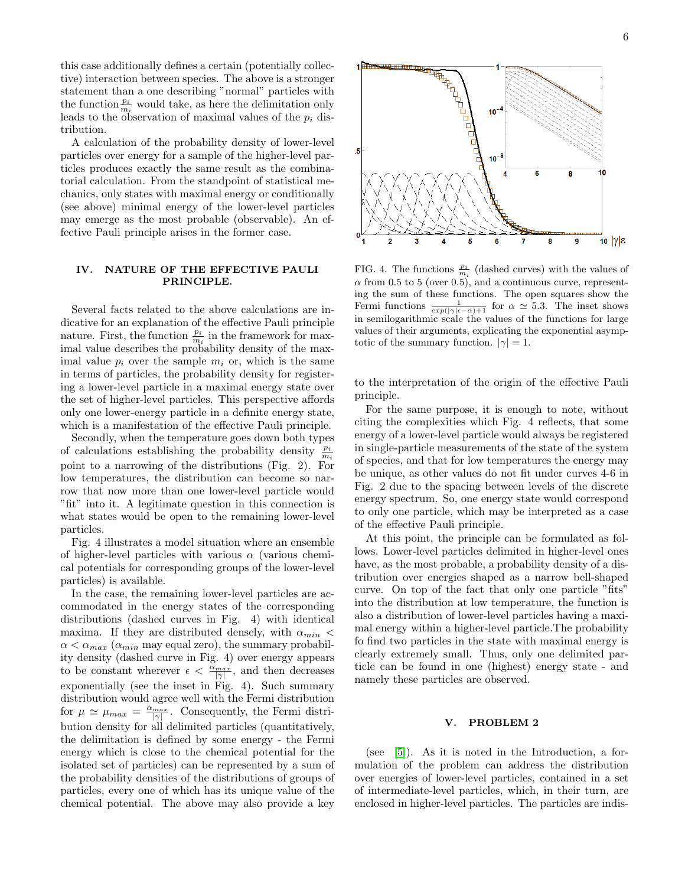this case additionally defines a certain (potentially collective) interaction between species. The above is a stronger statement than a one describing "normal" particles with the function $\frac{p_i}{m_i}$ would take, as here the delimitation only leads to the observation of maximal values of the $p_i$ distribution.

A calculation of the probability density of lower-level particles over energy for a sample of the higher-level particles produces exactly the same result as the combinatorial calculation. From the standpoint of statistical mechanics, only states with maximal energy or conditionally (see above) minimal energy of the lower-level particles may emerge as the most probable (observable). An effective Pauli principle arises in the former case.

## IV. NATURE OF THE EFFECTIVE PAULI PRINCIPLE.

Several facts related to the above calculations are indicative for an explanation of the effective Pauli principle nature. First, the function $\frac{p_i}{m_i}$ in the framework for maximal value describes the probability density of the maximal value $p_i$ over the sample $m_i$ or, which is the same in terms of particles, the probability density for registering a lower-level particle in a maximal energy state over the set of higher-level particles. This perspective affords only one lower-energy particle in a definite energy state, which is a manifestation of the effective Pauli principle.

Secondly, when the temperature goes down both types of calculations establishing the probability density $\frac{p_i}{m_i}$ point to a narrowing of the distributions (Fig. 2). For low temperatures, the distribution can become so narrow that now more than one lower-level particle would "fit" into it. A legitimate question in this connection is what states would be open to the remaining lower-level particles.

Fig. 4 illustrates a model situation where an ensemble of higher-level particles with various $\alpha$ (various chemical potentials for corresponding groups of the lower-level particles) is available.

In the case, the remaining lower-level particles are accommodated in the energy states of the corresponding distributions (dashed curves in Fig. 4) with identical maxima. If they are distributed densely, with $\alpha_{min} < \alpha < \alpha_{max}$ ($\alpha_{min}$ may equal zero), the summary probability density (dashed curve in Fig. 4) over energy appears to be constant wherever $\epsilon < \frac{\alpha_{max}}{|\gamma|}$, and then decreases exponentially (see the inset in Fig. 4). Such summary distribution would agree well with the Fermi distribution for $\mu \simeq \mu_{max} = \frac{\alpha_{max}}{|\gamma|}$. Consequently, the Fermi distribution density for all delimited particles (quantitatively, the delimitation is defined by some energy - the Fermi energy which is close to the chemical potential for the isolated set of particles) can be represented by a sum of the probability densities of the distributions of groups of particles, every one of which has its unique value of the chemical potential. The above may also provide a key to the interpretation of the origin of the effective Pauli principle.

FIG. 4. The functions $\frac{p_i}{m_i}$ (dashed curves) with the values of $\alpha$ from 0.5 to 5 (over 0.5), and a continuous curve, representing the sum of these functions. The open squares show the Fermi functions $\frac{1}{exp(|\gamma|\epsilon-\alpha)+1}$ for $\alpha \simeq 5.3$. The inset shows in semilogarithmic scale the values of the functions for large values of their arguments, explicating the exponential asymptotic of the summary function. $|\gamma| = 1$.

For the same purpose, it is enough to note, without citing the complexities which Fig. 4 reflects, that some energy of a lower-level particle would always be registered in single-particle measurements of the state of the system of species, and that for low temperatures the energy may be unique, as other values do not fit under curves 4-6 in Fig. 2 due to the spacing between levels of the discrete energy spectrum. So, one energy state would correspond to only one particle, which may be interpreted as a case of the effective Pauli principle.

At this point, the principle can be formulated as follows. Lower-level particles delimited in higher-level ones have, as the most probable, a probability density of a distribution over energies shaped as a narrow bell-shaped curve. On top of the fact that only one particle "fits" into the distribution at low temperature, the function is also a distribution of lower-level particles having a maximal energy within a higher-level particle.The probability fo find two particles in the state with maximal energy is clearly extremely small. Thus, only one delimited particle can be found in one (highest) energy state - and namely these particles are observed.

## V. PROBLEM 2

(see [5]). As it is noted in the Introduction, a formulation of the problem can address the distribution over energies of lower-level particles, contained in a set of intermediate-level particles, which, in their turn, are enclosed in higher-level particles. The particles are indis-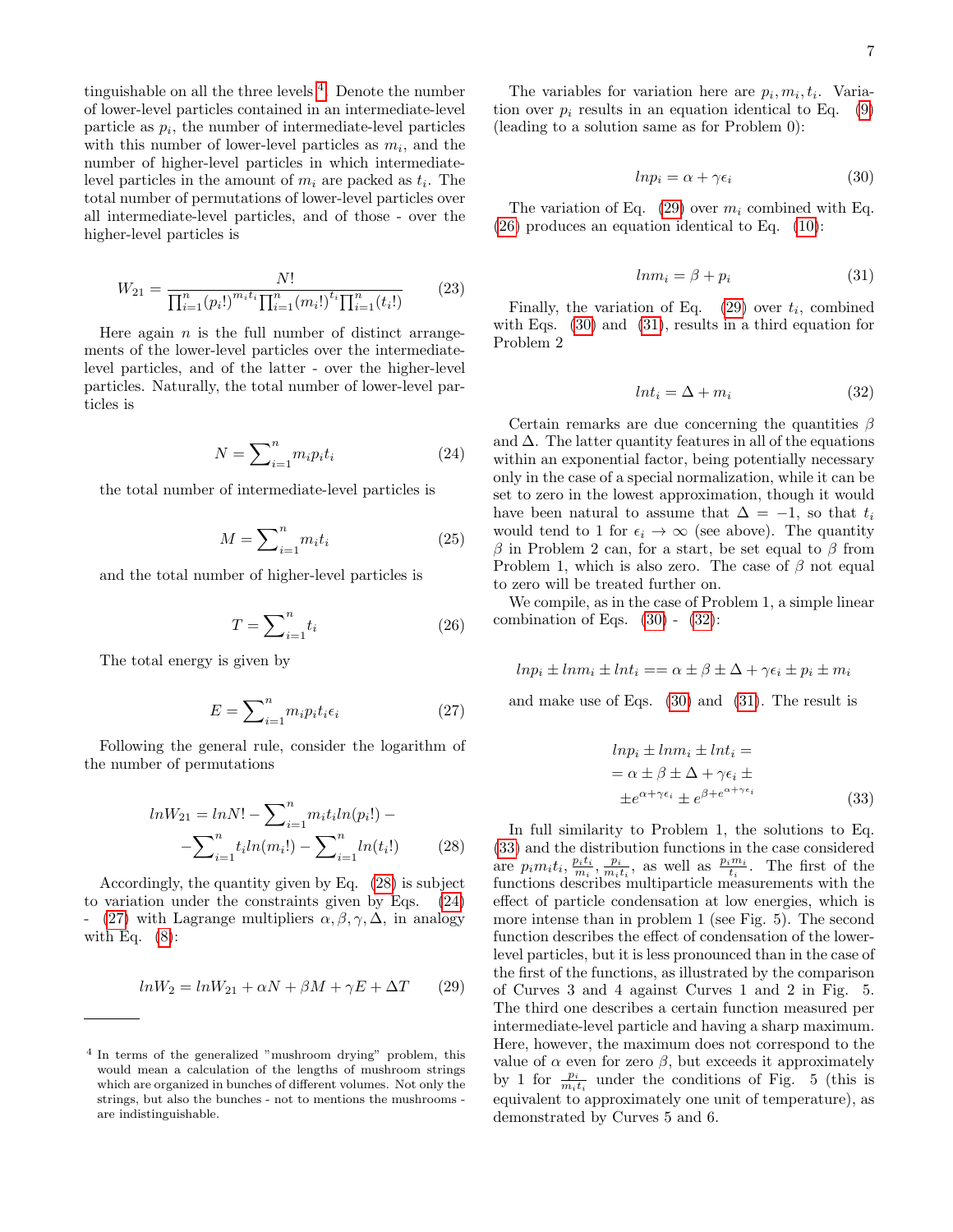tinguishable on all the three levels [4]. Denote the number of lower-level particles contained in an intermediate-level particle as $p_i$, the number of intermediate-level particles with this number of lower-level particles as $m_i$, and the number of higher-level particles in which intermediate-level particles in the amount of $m_i$ are packed as $t_i$. The total number of permutations of lower-level particles over all intermediate-level particles, and of those - over the higher-level particles is

$$W_{21} = \frac{N!}{\prod_{i=1}^{n}(p_i!)^{m_i t_i} \prod_{i=1}^{n}(m_i!)^{t_i} \prod_{i=1}^{n}(t_i!)} \tag{23}$$

Here again $n$ is the full number of distinct arrangements of the lower-level particles over the intermediate-level particles, and of the latter - over the higher-level particles. Naturally, the total number of lower-level particles is

$$N = \sum_{i=1}^{n} m_i p_i t_i \tag{24}$$

the total number of intermediate-level particles is

$$M = \sum_{i=1}^{n} m_i t_i \tag{25}$$

and the total number of higher-level particles is

$$T = \sum_{i=1}^{n} t_i \tag{26}$$

The total energy is given by

$$E = \sum_{i=1}^{n} m_i p_i t_i \epsilon_i \tag{27}$$

Following the general rule, consider the logarithm of the number of permutations

$$\begin{aligned} lnW_{21} = lnN! - \sum_{i=1}^{n} m_i t_i ln(p_i!) - \\ - \sum_{i=1}^{n} t_i ln(m_i!) - \sum_{i=1}^{n} ln(t_i!) \end{aligned} \tag{28}$$

Accordingly, the quantity given by Eq. (28) is subject to variation under the constraints given by Eqs. (24) - (27) with Lagrange multipliers $\alpha, \beta, \gamma, \Delta$, in analogy with Eq. (8):

$$lnW_2 = lnW_{21} + \alpha N + \beta M + \gamma E + \Delta T \tag{29}$$

The variables for variation here are $p_i, m_i, t_i$. Variation over $p_i$ results in an equation identical to Eq. (9) (leading to a solution same as for Problem 0):

$$lnp_i = \alpha + \gamma \epsilon_i \tag{30}$$

The variation of Eq. (29) over $m_i$ combined with Eq. (26) produces an equation identical to Eq. (10):

$$lnm_i = \beta + p_i \tag{31}$$

Finally, the variation of Eq. (29) over $t_i$, combined with Eqs. (30) and (31), results in a third equation for Problem 2

$$lnt_i = \Delta + m_i \tag{32}$$

Certain remarks are due concerning the quantities $\beta$ and $\Delta$. The latter quantity features in all of the equations within an exponential factor, being potentially necessary only in the case of a special normalization, while it can be set to zero in the lowest approximation, though it would have been natural to assume that $\Delta = -1$, so that $t_i$ would tend to 1 for $\epsilon_i \to \infty$ (see above). The quantity $\beta$ in Problem 2 can, for a start, be set equal to $\beta$ from Problem 1, which is also zero. The case of $\beta$ not equal to zero will be treated further on.

We compile, as in the case of Problem 1, a simple linear combination of Eqs. (30) - (32):

$$lnp_i \pm lnm_i \pm lnt_i == \alpha \pm \beta \pm \Delta + \gamma \epsilon_i \pm p_i \pm m_i$$

and make use of Eqs. (30) and (31). The result is

$$\begin{aligned} lnp_i \pm lnm_i \pm lnt_i = \\ = \alpha \pm \beta \pm \Delta + \gamma \epsilon_i \pm \\ \pm e^{\alpha + \gamma \epsilon_i} \pm e^{\beta + e^{\alpha + \gamma \epsilon_i}} \end{aligned} \tag{33}$$

In full similarity to Problem 1, the solutions to Eq. (33) and the distribution functions in the case considered are $p_i m_i t_i$, $\frac{p_i t_i}{m_i}$, $\frac{p_i}{m_i t_i}$, as well as $\frac{p_i m_i}{t_i}$. The first of the functions describes multiparticle measurements with the effect of particle condensation at low energies, which is more intense than in problem 1 (see Fig. 5). The second function describes the effect of condensation of the lower-level particles, but it is less pronounced than in the case of the first of the functions, as illustrated by the comparison of Curves 3 and 4 against Curves 1 and 2 in Fig. 5. The third one describes a certain function measured per intermediate-level particle and having a sharp maximum. Here, however, the maximum does not correspond to the value of $\alpha$ even for zero $\beta$, but exceeds it approximately by 1 for $\frac{p_i}{m_i t_i}$ under the conditions of Fig. 5 (this is equivalent to approximately one unit of temperature), as demonstrated by Curves 5 and 6.

[4] In terms of the generalized "mushroom drying" problem, this would mean a calculation of the lengths of mushroom strings which are organized in bunches of different volumes. Not only the strings, but also the bunches - not to mentions the mushrooms - are indistinguishable.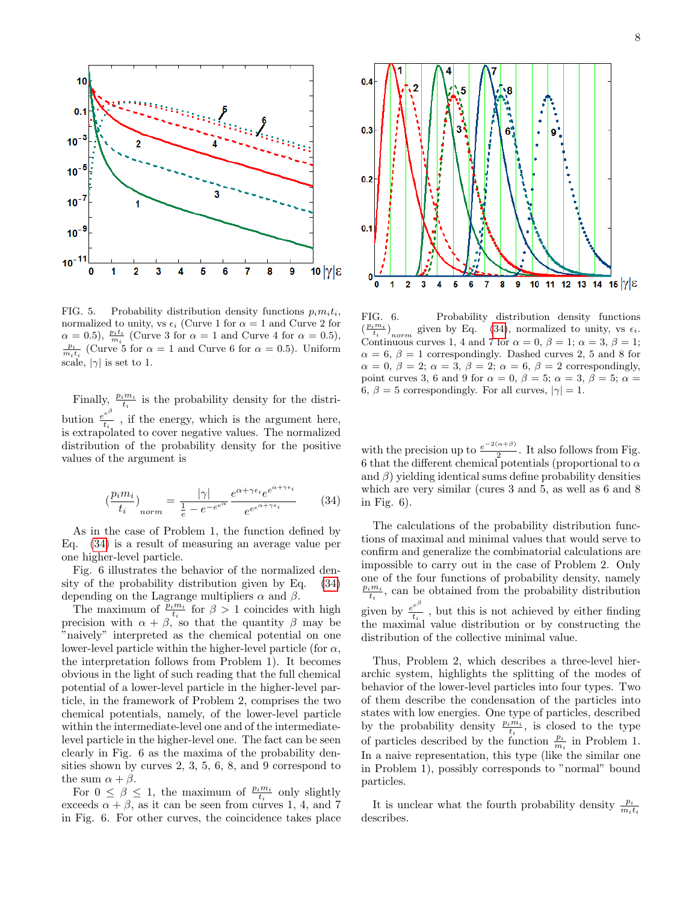FIG. 5. Probability distribution density functions $p_i m_i t_i$, normalized to unity, vs $\epsilon_i$ (Curve 1 for $\alpha = 1$ and Curve 2 for $\alpha = 0.5$), $\frac{p_i t_i}{m_i}$ (Curve 3 for $\alpha = 1$ and Curve 4 for $\alpha = 0.5$), $\frac{p_i}{m_i t_i}$ (Curve 5 for $\alpha = 1$ and Curve 6 for $\alpha = 0.5$). Uniform scale, $|\gamma|$ is set to 1.

FIG. 6. Probability distribution density functions $(\frac{p_i m_i}{t_i})_{norm}$ given by Eq. (34), normalized to unity, vs $\epsilon_i$. Continuous curves 1, 4 and 7 for $\alpha = 0$, $\beta = 1$; $\alpha = 3$, $\beta = 1$; $\alpha = 6$, $\beta = 1$ correspondingly. Dashed curves 2, 5 and 8 for $\alpha = 0$, $\beta = 2$; $\alpha = 3$, $\beta = 2$; $\alpha = 6$, $\beta = 2$ correspondingly, point curves 3, 6 and 9 for $\alpha = 0$, $\beta = 5$; $\alpha = 3$, $\beta = 5$; $\alpha = 6$, $\beta = 5$ correspondingly. For all curves, $|\gamma| = 1$.

Finally, $\frac{p_i m_i}{t_i}$ is the probability density for the distribution $\frac{e^{e^{\beta}}}{t_i}$ , if the energy, which is the argument here, is extrapolated to cover negative values. The normalized distribution of the probability density for the positive values of the argument is

$$(\frac{p_i m_i}{t_i})_{norm} = \frac{|\gamma|}{\frac{1}{e} - e^{-e^{e^{\alpha}}}} \frac{e^{\alpha+\gamma\epsilon_i} e^{e^{\alpha+\gamma\epsilon_i}}}{e^{e^{e^{\alpha+\gamma\epsilon_i}}}} \qquad (34)$$

As in the case of Problem 1, the function defined by Eq. (34) is a result of measuring an average value per one higher-level particle.

Fig. 6 illustrates the behavior of the normalized density of the probability distribution given by Eq. (34) depending on the Lagrange multipliers $\alpha$ and $\beta$.

The maximum of $\frac{p_i m_i}{t_i}$ for $\beta > 1$ coincides with high precision with $\alpha + \beta$, so that the quantity $\beta$ may be "naively" interpreted as the chemical potential on one lower-level particle within the higher-level particle (for $\alpha$, the interpretation follows from Problem 1). It becomes obvious in the light of such reading that the full chemical potential of a lower-level particle in the higher-level particle, in the framework of Problem 2, comprises the two chemical potentials, namely, of the lower-level particle within the intermediate-level one and of the intermediate-level particle in the higher-level one. The fact can be seen clearly in Fig. 6 as the maxima of the probability densities shown by curves 2, 3, 5, 6, 8, and 9 correspond to the sum $\alpha + \beta$.

For $0 \leq \beta \leq 1$, the maximum of $\frac{p_i m_i}{t_i}$ only slightly exceeds $\alpha + \beta$, as it can be seen from curves 1, 4, and 7 in Fig. 6. For other curves, the coincidence takes place with the precision up to $\frac{e^{-2(\alpha+\beta)}}{2}$. It also follows from Fig. 6 that the different chemical potentials (proportional to $\alpha$ and $\beta$) yielding identical sums define probability densities which are very similar (cures 3 and 5, as well as 6 and 8 in Fig. 6).

The calculations of the probability distribution functions of maximal and minimal values that would serve to confirm and generalize the combinatorial calculations are impossible to carry out in the case of Problem 2. Only one of the four functions of probability density, namely $\frac{p_i m_i}{t_i}$, can be obtained from the probability distribution given by $\frac{e^{e^{\beta}}}{t_i}$ , but this is not achieved by either finding the maximal value distribution or by constructing the distribution of the collective minimal value.

Thus, Problem 2, which describes a three-level hierarchic system, highlights the splitting of the modes of behavior of the lower-level particles into four types. Two of them describe the condensation of the particles into states with low energies. One type of particles, described by the probability density $\frac{p_i m_i}{t_i}$, is closed to the type of particles described by the function $\frac{p_i}{m_i}$ in Problem 1. In a naive representation, this type (like the similar one in Problem 1), possibly corresponds to "normal" bound particles.

It is unclear what the fourth probability density $\frac{p_i}{m_i t_i}$ describes.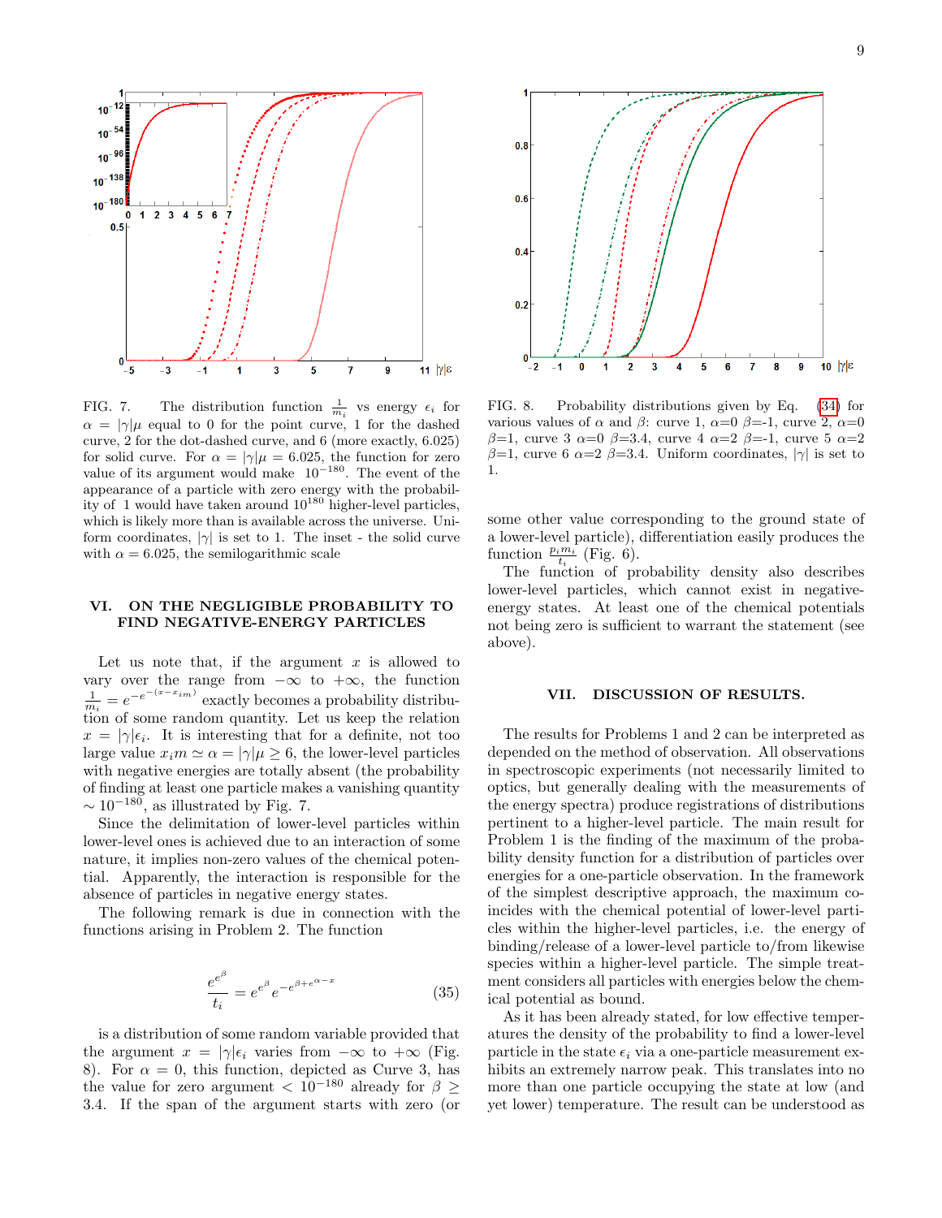FIG. 7. The distribution function $\frac{1}{m_i}$ vs energy $\epsilon_i$ for $\alpha = |\gamma|\mu$ equal to 0 for the point curve, 1 for the dashed curve, 2 for the dot-dashed curve, and 6 (more exactly, 6.025) for solid curve. For $\alpha = |\gamma|\mu = 6.025$, the function for zero value of its argument would make $10^{-180}$. The event of the appearance of a particle with zero energy with the probability of 1 would have taken around $10^{180}$ higher-level particles, which is likely more than is available across the universe. Uniform coordinates, $|\gamma|$ is set to 1. The inset - the solid curve with $\alpha = 6.025$, the semilogarithmic scale

FIG. 8. Probability distributions given by Eq. (34) for various values of $\alpha$ and $\beta$: curve 1, $\alpha$=0 $\beta$=-1, curve 2, $\alpha$=0 $\beta$=1, curve 3 $\alpha$=0 $\beta$=3.4, curve 4 $\alpha$=2 $\beta$=-1, curve 5 $\alpha$=2 $\beta$=1, curve 6 $\alpha$=2 $\beta$=3.4. Uniform coordinates, $|\gamma|$ is set to 1.

## VI. ON THE NEGLIGIBLE PROBABILITY TO FIND NEGATIVE-ENERGY PARTICLES

Let us note that, if the argument $x$ is allowed to vary over the range from $-\infty$ to $+\infty$, the function $\frac{1}{m_i} = e^{-e^{-(x-x_{im})}}$ exactly becomes a probability distribution of some random quantity. Let us keep the relation $x = |\gamma|\epsilon_i$. It is interesting that for a definite, not too large value $x_i m \simeq \alpha = |\gamma|\mu \geq 6$, the lower-level particles with negative energies are totally absent (the probability of finding at least one particle makes a vanishing quantity $\sim 10^{-180}$, as illustrated by Fig. 7.

Since the delimitation of lower-level particles within lower-level ones is achieved due to an interaction of some nature, it implies non-zero values of the chemical potential. Apparently, the interaction is responsible for the absence of particles in negative energy states.

The following remark is due in connection with the functions arising in Problem 2. The function

$$\frac{e^{e^{\beta}}}{t_i} = e^{e^{\beta}} e^{-e^{\beta + e^{\alpha - x}}} \tag{35}$$

is a distribution of some random variable provided that the argument $x = |\gamma|\epsilon_i$ varies from $-\infty$ to $+\infty$ (Fig. 8). For $\alpha = 0$, this function, depicted as Curve 3, has the value for zero argument $< 10^{-180}$ already for $\beta \geq 3.4$. If the span of the argument starts with zero (or some other value corresponding to the ground state of a lower-level particle), differentiation easily produces the function $\frac{p_i m_i}{t_i}$ (Fig. 6).

The function of probability density also describes lower-level particles, which cannot exist in negative-energy states. At least one of the chemical potentials not being zero is sufficient to warrant the statement (see above).

## VII. DISCUSSION OF RESULTS.

The results for Problems 1 and 2 can be interpreted as depended on the method of observation. All observations in spectroscopic experiments (not necessarily limited to optics, but generally dealing with the measurements of the energy spectra) produce registrations of distributions pertinent to a higher-level particle. The main result for Problem 1 is the finding of the maximum of the probability density function for a distribution of particles over energies for a one-particle observation. In the framework of the simplest descriptive approach, the maximum coincides with the chemical potential of lower-level particles within the higher-level particles, i.e. the energy of binding/release of a lower-level particle to/from likewise species within a higher-level particle. The simple treatment considers all particles with energies below the chemical potential as bound.

As it has been already stated, for low effective temperatures the density of the probability to find a lower-level particle in the state $\epsilon_i$ via a one-particle measurement exhibits an extremely narrow peak. This translates into no more than one particle occupying the state at low (and yet lower) temperature. The result can be understood as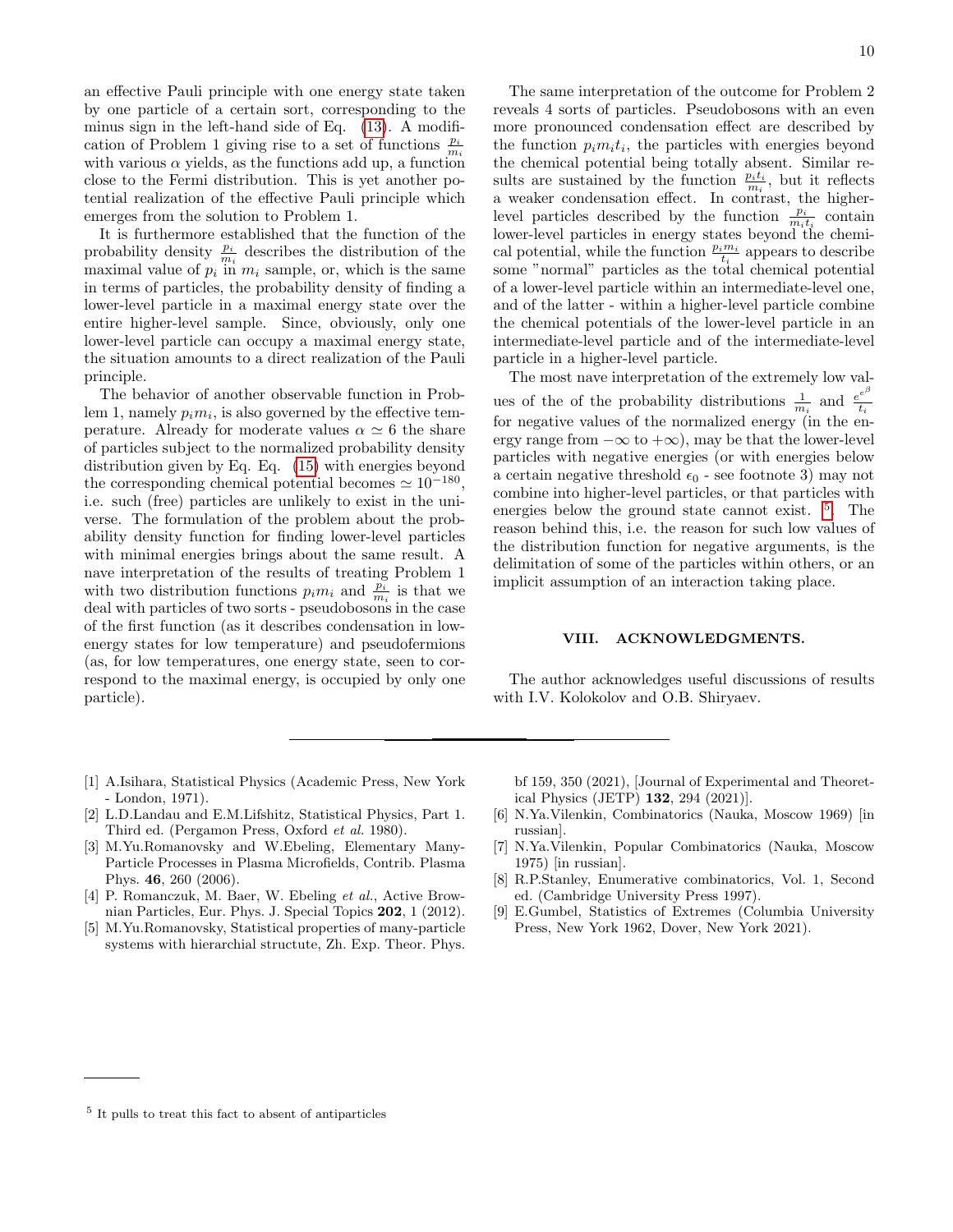an effective Pauli principle with one energy state taken by one particle of a certain sort, corresponding to the minus sign in the left-hand side of Eq. (13). A modification of Problem 1 giving rise to a set of functions $\frac{p_i}{m_i}$ with various $\alpha$ yields, as the functions add up, a function close to the Fermi distribution. This is yet another potential realization of the effective Pauli principle which emerges from the solution to Problem 1.

It is furthermore established that the function of the probability density $\frac{p_i}{m_i}$ describes the distribution of the maximal value of $p_i$ in $m_i$ sample, or, which is the same in terms of particles, the probability density of finding a lower-level particle in a maximal energy state over the entire higher-level sample. Since, obviously, only one lower-level particle can occupy a maximal energy state, the situation amounts to a direct realization of the Pauli principle.

The behavior of another observable function in Problem 1, namely $p_i m_i$, is also governed by the effective temperature. Already for moderate values $\alpha \simeq 6$ the share of particles subject to the normalized probability density distribution given by Eq. Eq. (15) with energies beyond the corresponding chemical potential becomes $\simeq 10^{-180}$, i.e. such (free) particles are unlikely to exist in the universe. The formulation of the problem about the probability density function for finding lower-level particles with minimal energies brings about the same result. A nave interpretation of the results of treating Problem 1 with two distribution functions $p_i m_i$ and $\frac{p_i}{m_i}$ is that we deal with particles of two sorts - pseudobosons in the case of the first function (as it describes condensation in low-energy states for low temperature) and pseudofermions (as, for low temperatures, one energy state, seen to correspond to the maximal energy, is occupied by only one particle).

The same interpretation of the outcome for Problem 2 reveals 4 sorts of particles. Pseudobosons with an even more pronounced condensation effect are described by the function $p_i m_i t_i$, the particles with energies beyond the chemical potential being totally absent. Similar results are sustained by the function $\frac{p_i t_i}{m_i}$, but it reflects a weaker condensation effect. In contrast, the higher-level particles described by the function $\frac{p_i}{m_i t_i}$ contain lower-level particles in energy states beyond the chemical potential, while the function $\frac{p_i m_i}{t_i}$ appears to describe some "normal" particles as the total chemical potential of a lower-level particle within an intermediate-level one, and of the latter - within a higher-level particle combine the chemical potentials of the lower-level particle in an intermediate-level particle and of the intermediate-level particle in a higher-level particle.

The most nave interpretation of the extremely low values of the of the probability distributions $\frac{1}{m_i}$ and $\frac{e^{e^\beta}}{t_i}$ for negative values of the normalized energy (in the energy range from $-\infty$ to $+\infty$), may be that the lower-level particles with negative energies (or with energies below a certain negative threshold $\epsilon_0$ - see footnote 3) may not combine into higher-level particles, or that particles with energies below the ground state cannot exist. [5]. The reason behind this, i.e. the reason for such low values of the distribution function for negative arguments, is the delimitation of some of the particles within others, or an implicit assumption of an interaction taking place.

## VIII. ACKNOWLEDGMENTS.

The author acknowledges useful discussions of results with I.V. Kolokolov and O.B. Shiryaev.

---

[1] A.Isihara, Statistical Physics (Academic Press, New York - London, 1971).

[2] L.D.Landau and E.M.Lifshitz, Statistical Physics, Part 1. Third ed. (Pergamon Press, Oxford *et al.* 1980).

[3] M.Yu.Romanovsky and W.Ebeling, Elementary Many-Particle Processes in Plasma Microfields, Contrib. Plasma Phys. **46**, 260 (2006).

[4] P. Romanczuk, M. Baer, W. Ebeling *et al.*, Active Brownian Particles, Eur. Phys. J. Special Topics **202**, 1 (2012).

[5] M.Yu.Romanovsky, Statistical properties of many-particle systems with hierarchial structute, Zh. Exp. Theor. Phys. bf 159, 350 (2021), [Journal of Experimental and Theoretical Physics (JETP) **132**, 294 (2021)].

[6] N.Ya.Vilenkin, Combinatorics (Nauka, Moscow 1969) [in russian].

[7] N.Ya.Vilenkin, Popular Combinatorics (Nauka, Moscow 1975) [in russian].

[8] R.P.Stanley, Enumerative combinatorics, Vol. 1, Second ed. (Cambridge University Press 1997).

[9] E.Gumbel, Statistics of Extremes (Columbia University Press, New York 1962, Dover, New York 2021).

---

[5] It pulls to treat this fact to absent of antiparticles